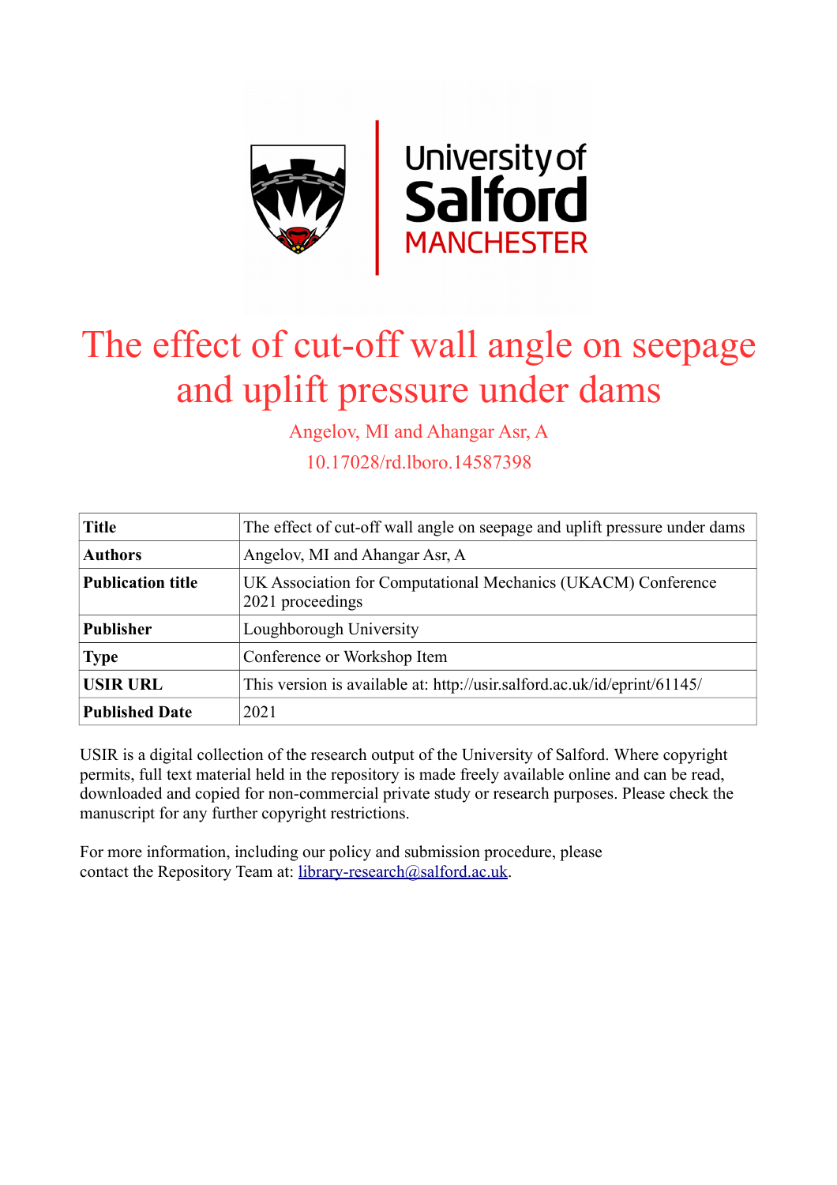University of Salford MANCHESTER

# The effect of cut-off wall angle on seepage and uplift pressure under dams

Angelov, MI and Ahangar Asr, A

10.17028/rd.lboro.14587398

| | |
|---|---|
| **Title** | The effect of cut-off wall angle on seepage and uplift pressure under dams |
| **Authors** | Angelov, MI and Ahangar Asr, A |
| **Publication title** | UK Association for Computational Mechanics (UKACM) Conference 2021 proceedings |
| **Publisher** | Loughborough University |
| **Type** | Conference or Workshop Item |
| **USIR URL** | This version is available at: http://usir.salford.ac.uk/id/eprint/61145/ |
| **Published Date** | 2021 |

USIR is a digital collection of the research output of the University of Salford. Where copyright permits, full text material held in the repository is made freely available online and can be read, downloaded and copied for non-commercial private study or research purposes. Please check the manuscript for any further copyright restrictions.

For more information, including our policy and submission procedure, please contact the Repository Team at: library-research@salford.ac.uk.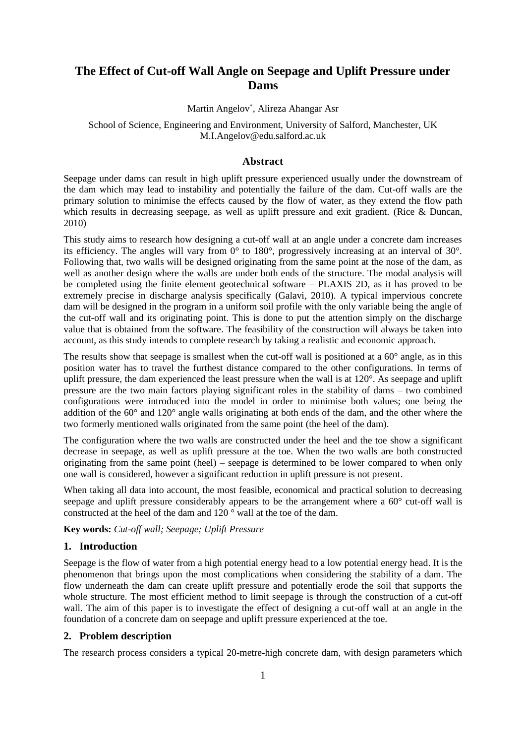# The Effect of Cut-off Wall Angle on Seepage and Uplift Pressure under Dams

Martin Angelov*, Alireza Ahangar Asr

School of Science, Engineering and Environment, University of Salford, Manchester, UK
M.I.Angelov@edu.salford.ac.uk

## Abstract

Seepage under dams can result in high uplift pressure experienced usually under the downstream of the dam which may lead to instability and potentially the failure of the dam. Cut-off walls are the primary solution to minimise the effects caused by the flow of water, as they extend the flow path which results in decreasing seepage, as well as uplift pressure and exit gradient. (Rice & Duncan, 2010)

This study aims to research how designing a cut-off wall at an angle under a concrete dam increases its efficiency. The angles will vary from 0° to 180°, progressively increasing at an interval of 30°. Following that, two walls will be designed originating from the same point at the nose of the dam, as well as another design where the walls are under both ends of the structure. The modal analysis will be completed using the finite element geotechnical software – PLAXIS 2D, as it has proved to be extremely precise in discharge analysis specifically (Galavi, 2010). A typical impervious concrete dam will be designed in the program in a uniform soil profile with the only variable being the angle of the cut-off wall and its originating point. This is done to put the attention simply on the discharge value that is obtained from the software. The feasibility of the construction will always be taken into account, as this study intends to complete research by taking a realistic and economic approach.

The results show that seepage is smallest when the cut-off wall is positioned at a 60° angle, as in this position water has to travel the furthest distance compared to the other configurations. In terms of uplift pressure, the dam experienced the least pressure when the wall is at 120°. As seepage and uplift pressure are the two main factors playing significant roles in the stability of dams – two combined configurations were introduced into the model in order to minimise both values; one being the addition of the 60° and 120° angle walls originating at both ends of the dam, and the other where the two formerly mentioned walls originated from the same point (the heel of the dam).

The configuration where the two walls are constructed under the heel and the toe show a significant decrease in seepage, as well as uplift pressure at the toe. When the two walls are both constructed originating from the same point (heel) – seepage is determined to be lower compared to when only one wall is considered, however a significant reduction in uplift pressure is not present.

When taking all data into account, the most feasible, economical and practical solution to decreasing seepage and uplift pressure considerably appears to be the arrangement where a 60° cut-off wall is constructed at the heel of the dam and 120 ° wall at the toe of the dam.

**Key words:** *Cut-off wall; Seepage; Uplift Pressure*

## 1. Introduction

Seepage is the flow of water from a high potential energy head to a low potential energy head. It is the phenomenon that brings upon the most complications when considering the stability of a dam. The flow underneath the dam can create uplift pressure and potentially erode the soil that supports the whole structure. The most efficient method to limit seepage is through the construction of a cut-off wall. The aim of this paper is to investigate the effect of designing a cut-off wall at an angle in the foundation of a concrete dam on seepage and uplift pressure experienced at the toe.

## 2. Problem description

The research process considers a typical 20-metre-high concrete dam, with design parameters which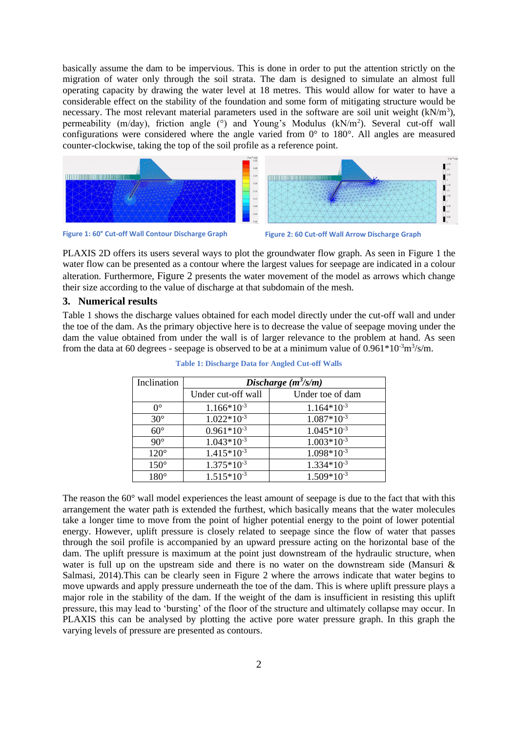basically assume the dam to be impervious. This is done in order to put the attention strictly on the migration of water only through the soil strata. The dam is designed to simulate an almost full operating capacity by drawing the water level at 18 metres. This would allow for water to have a considerable effect on the stability of the foundation and some form of mitigating structure would be necessary. The most relevant material parameters used in the software are soil unit weight ($kN/m^3$), permeability (m/day), friction angle (°) and Young's Modulus ($kN/m^2$). Several cut-off wall configurations were considered where the angle varied from 0° to 180°. All angles are measured counter-clockwise, taking the top of the soil profile as a reference point.

**Figure 1: 60° Cut-off Wall Contour Discharge Graph**

**Figure 2: 60 Cut-off Wall Arrow Discharge Graph**

PLAXIS 2D offers its users several ways to plot the groundwater flow graph. As seen in Figure 1 the water flow can be presented as a contour where the largest values for seepage are indicated in a colour alteration. Furthermore, Figure 2 presents the water movement of the model as arrows which change their size according to the value of discharge at that subdomain of the mesh.

## 3. Numerical results

Table 1 shows the discharge values obtained for each model directly under the cut-off wall and under the toe of the dam. As the primary objective here is to decrease the value of seepage moving under the dam the value obtained from under the wall is of larger relevance to the problem at hand. As seen from the data at 60 degrees - seepage is observed to be at a minimum value of $0.961*10^{-3} m^3/s/m$.

**Table 1: Discharge Data for Angled Cut-off Walls**

| Inclination | *Discharge ($m^3/s/m$)* | |
|---|---|---|
| | Under cut-off wall | Under toe of dam |
| 0° | $1.166*10^{-3}$ | $1.164*10^{-3}$ |
| 30° | $1.022*10^{-3}$ | $1.087*10^{-3}$ |
| 60° | $0.961*10^{-3}$ | $1.045*10^{-3}$ |
| 90° | $1.043*10^{-3}$ | $1.003*10^{-3}$ |
| 120° | $1.415*10^{-3}$ | $1.098*10^{-3}$ |
| 150° | $1.375*10^{-3}$ | $1.334*10^{-3}$ |
| 180° | $1.515*10^{-3}$ | $1.509*10^{-3}$ |

The reason the 60° wall model experiences the least amount of seepage is due to the fact that with this arrangement the water path is extended the furthest, which basically means that the water molecules take a longer time to move from the point of higher potential energy to the point of lower potential energy. However, uplift pressure is closely related to seepage since the flow of water that passes through the soil profile is accompanied by an upward pressure acting on the horizontal base of the dam. The uplift pressure is maximum at the point just downstream of the hydraulic structure, when water is full up on the upstream side and there is no water on the downstream side (Mansuri & Salmasi, 2014).This can be clearly seen in Figure 2 where the arrows indicate that water begins to move upwards and apply pressure underneath the toe of the dam. This is where uplift pressure plays a major role in the stability of the dam. If the weight of the dam is insufficient in resisting this uplift pressure, this may lead to 'bursting' of the floor of the structure and ultimately collapse may occur. In PLAXIS this can be analysed by plotting the active pore water pressure graph. In this graph the varying levels of pressure are presented as contours.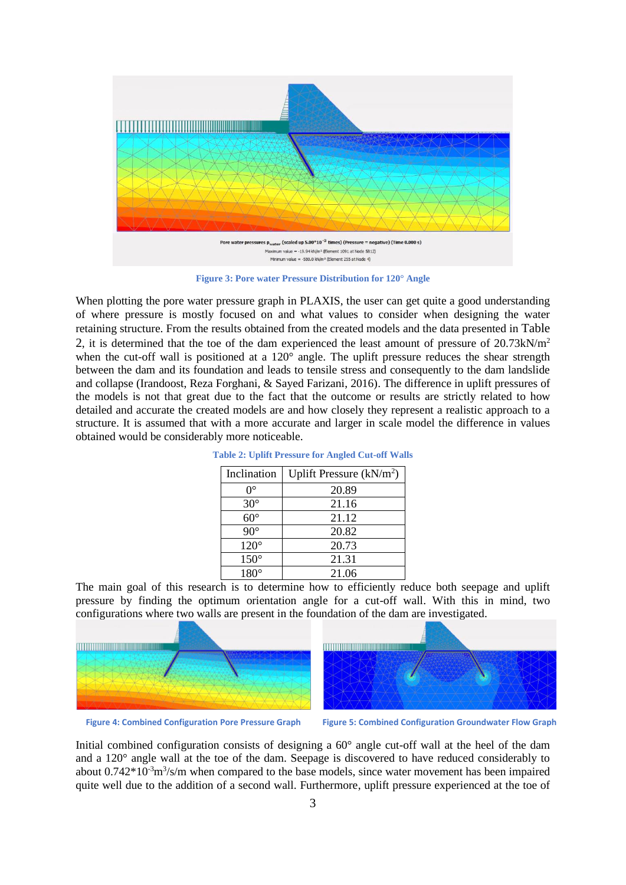Figure 3: Pore water Pressure Distribution for 120° Angle

When plotting the pore water pressure graph in PLAXIS, the user can get quite a good understanding of where pressure is mostly focused on and what values to consider when designing the water retaining structure. From the results obtained from the created models and the data presented in Table 2, it is determined that the toe of the dam experienced the least amount of pressure of 20.73kN/m$^2$ when the cut-off wall is positioned at a 120° angle. The uplift pressure reduces the shear strength between the dam and its foundation and leads to tensile stress and consequently to the dam landslide and collapse (Irandoost, Reza Forghani, & Sayed Farizani, 2016). The difference in uplift pressures of the models is not that great due to the fact that the outcome or results are strictly related to how detailed and accurate the created models are and how closely they represent a realistic approach to a structure. It is assumed that with a more accurate and larger in scale model the difference in values obtained would be considerably more noticeable.

Table 2: Uplift Pressure for Angled Cut-off Walls

| Inclination | Uplift Pressure (kN/m$^2$) |
| --- | --- |
| 0° | 20.89 |
| 30° | 21.16 |
| 60° | 21.12 |
| 90° | 20.82 |
| 120° | 20.73 |
| 150° | 21.31 |
| 180° | 21.06 |

The main goal of this research is to determine how to efficiently reduce both seepage and uplift pressure by finding the optimum orientation angle for a cut-off wall. With this in mind, two configurations where two walls are present in the foundation of the dam are investigated.

Figure 4: Combined Configuration Pore Pressure Graph

Figure 5: Combined Configuration Groundwater Flow Graph

Initial combined configuration consists of designing a 60° angle cut-off wall at the heel of the dam and a 120° angle wall at the toe of the dam. Seepage is discovered to have reduced considerably to about $0.742 \times 10^{-3}$m$^3$/s/m when compared to the base models, since water movement has been impaired quite well due to the addition of a second wall. Furthermore, uplift pressure experienced at the toe of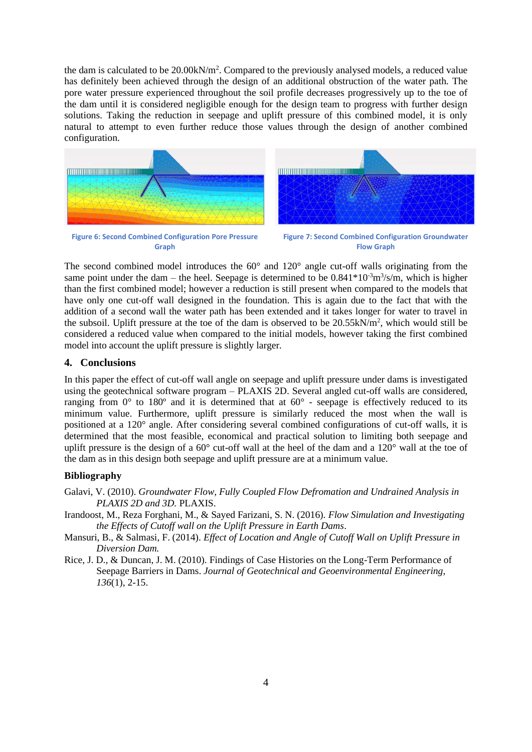the dam is calculated to be 20.00kN/m$^2$. Compared to the previously analysed models, a reduced value has definitely been achieved through the design of an additional obstruction of the water path. The pore water pressure experienced throughout the soil profile decreases progressively up to the toe of the dam until it is considered negligible enough for the design team to progress with further design solutions. Taking the reduction in seepage and uplift pressure of this combined model, it is only natural to attempt to even further reduce those values through the design of another combined configuration.

Figure 6: Second Combined Configuration Pore Pressure Graph

Figure 7: Second Combined Configuration Groundwater Flow Graph

The second combined model introduces the 60° and 120° angle cut-off walls originating from the same point under the dam – the heel. Seepage is determined to be 0.841*10$^{-3}$m$^3$/s/m, which is higher than the first combined model; however a reduction is still present when compared to the models that have only one cut-off wall designed in the foundation. This is again due to the fact that with the addition of a second wall the water path has been extended and it takes longer for water to travel in the subsoil. Uplift pressure at the toe of the dam is observed to be 20.55kN/m$^2$, which would still be considered a reduced value when compared to the initial models, however taking the first combined model into account the uplift pressure is slightly larger.

## 4. Conclusions

In this paper the effect of cut-off wall angle on seepage and uplift pressure under dams is investigated using the geotechnical software program – PLAXIS 2D. Several angled cut-off walls are considered, ranging from 0° to 180º and it is determined that at 60° - seepage is effectively reduced to its minimum value. Furthermore, uplift pressure is similarly reduced the most when the wall is positioned at a 120° angle. After considering several combined configurations of cut-off walls, it is determined that the most feasible, economical and practical solution to limiting both seepage and uplift pressure is the design of a 60° cut-off wall at the heel of the dam and a 120° wall at the toe of the dam as in this design both seepage and uplift pressure are at a minimum value.

### Bibliography

Galavi, V. (2010). *Groundwater Flow, Fully Coupled Flow Defromation and Undrained Analysis in PLAXIS 2D and 3D.* PLAXIS.

Irandoost, M., Reza Forghani, M., & Sayed Farizani, S. N. (2016). *Flow Simulation and Investigating the Effects of Cutoff wall on the Uplift Pressure in Earth Dams*.

Mansuri, B., & Salmasi, F. (2014). *Effect of Location and Angle of Cutoff Wall on Uplift Pressure in Diversion Dam.*

Rice, J. D., & Duncan, J. M. (2010). Findings of Case Histories on the Long-Term Performance of Seepage Barriers in Dams. *Journal of Geotechnical and Geoenvironmental Engineering, 136*(1), 2-15.